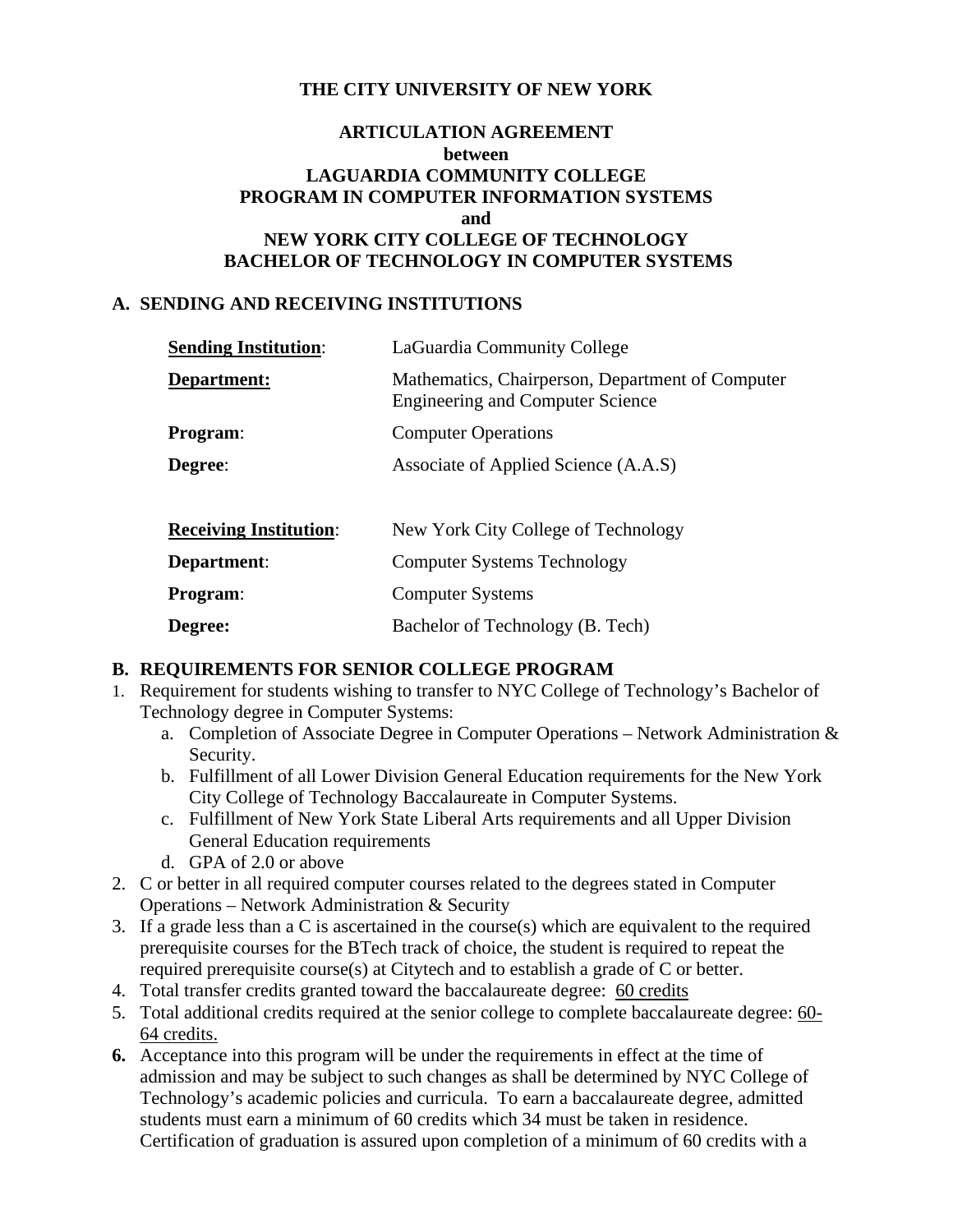**THE CITY UNIVERSITY OF NEW YORK**

**ARTICULATION AGREEMENT**
**between**
**LAGUARDIA COMMUNITY COLLEGE**
**PROGRAM IN COMPUTER INFORMATION SYSTEMS**
**and**
**NEW YORK CITY COLLEGE OF TECHNOLOGY**
**BACHELOR OF TECHNOLOGY IN COMPUTER SYSTEMS**

## A. SENDING AND RECEIVING INSTITUTIONS

| | |
|---|---|
| **Sending Institution**: | LaGuardia Community College |
| **Department:** | Mathematics, Chairperson, Department of Computer Engineering and Computer Science |
| **Program**: | Computer Operations |
| **Degree**: | Associate of Applied Science (A.A.S) |
| | |
| **Receiving Institution**: | New York City College of Technology |
| **Department**: | Computer Systems Technology |
| **Program**: | Computer Systems |
| **Degree:** | Bachelor of Technology (B. Tech) |

## B. REQUIREMENTS FOR SENIOR COLLEGE PROGRAM

1. Requirement for students wishing to transfer to NYC College of Technology's Bachelor of Technology degree in Computer Systems:
   a. Completion of Associate Degree in Computer Operations – Network Administration & Security.
   b. Fulfillment of all Lower Division General Education requirements for the New York City College of Technology Baccalaureate in Computer Systems.
   c. Fulfillment of New York State Liberal Arts requirements and all Upper Division General Education requirements
   d. GPA of 2.0 or above
2. C or better in all required computer courses related to the degrees stated in Computer Operations – Network Administration & Security
3. If a grade less than a C is ascertained in the course(s) which are equivalent to the required prerequisite courses for the BTech track of choice, the student is required to repeat the required prerequisite course(s) at Citytech and to establish a grade of C or better.
4. Total transfer credits granted toward the baccalaureate degree: 60 credits
5. Total additional credits required at the senior college to complete baccalaureate degree: 60-64 credits.
6. Acceptance into this program will be under the requirements in effect at the time of admission and may be subject to such changes as shall be determined by NYC College of Technology's academic policies and curricula. To earn a baccalaureate degree, admitted students must earn a minimum of 60 credits which 34 must be taken in residence. Certification of graduation is assured upon completion of a minimum of 60 credits with a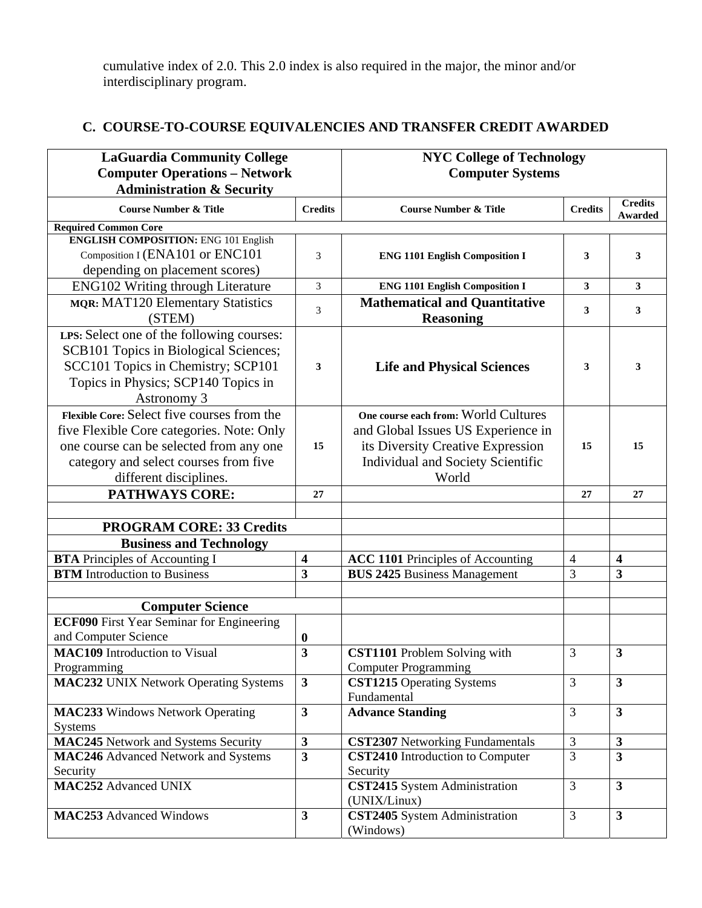cumulative index of 2.0. This 2.0 index is also required in the major, the minor and/or interdisciplinary program.

## C. COURSE-TO-COURSE EQUIVALENCIES AND TRANSFER CREDIT AWARDED

| **LaGuardia Community College Computer Operations – Network Administration & Security** | | **NYC College of Technology Computer Systems** | | |
|---|---|---|---|---|
| **Course Number & Title** | **Credits** | **Course Number & Title** | **Credits** | **Credits Awarded** |
| **Required Common Core** | | | | |
| **ENGLISH COMPOSITION:** ENG 101 English Composition I (ENA101 or ENC101 depending on placement scores) | 3 | **ENG 1101 English Composition I** | **3** | **3** |
| ENG102 Writing through Literature | 3 | **ENG 1101 English Composition I** | **3** | **3** |
| **MQR:** MAT120 Elementary Statistics (STEM) | 3 | **Mathematical and Quantitative Reasoning** | **3** | **3** |
| **LPS:** Select one of the following courses: SCB101 Topics in Biological Sciences; SCC101 Topics in Chemistry; SCP101 Topics in Physics; SCP140 Topics in Astronomy 3 | **3** | **Life and Physical Sciences** | **3** | **3** |
| **Flexible Core:** Select five courses from the five Flexible Core categories. Note: Only one course can be selected from any one category and select courses from five different disciplines. | **15** | **One course each from:** World Cultures and Global Issues US Experience in its Diversity Creative Expression Individual and Society Scientific World | **15** | **15** |
| **PATHWAYS CORE:** | **27** | | **27** | **27** |
| | | | | |
| **PROGRAM CORE: 33 Credits** | | | | |
| **Business and Technology** | | | | |
| **BTA** Principles of Accounting I | **4** | **ACC 1101** Principles of Accounting | 4 | **4** |
| **BTM** Introduction to Business | **3** | **BUS 2425** Business Management | 3 | **3** |
| | | | | |
| **Computer Science** | | | | |
| **ECF090** First Year Seminar for Engineering and Computer Science | **0** | | | |
| **MAC109** Introduction to Visual Programming | **3** | **CST1101** Problem Solving with Computer Programming | 3 | **3** |
| **MAC232** UNIX Network Operating Systems | **3** | **CST1215** Operating Systems Fundamental | 3 | **3** |
| **MAC233** Windows Network Operating Systems | **3** | **Advance Standing** | 3 | **3** |
| **MAC245** Network and Systems Security | **3** | **CST2307** Networking Fundamentals | 3 | **3** |
| **MAC246** Advanced Network and Systems Security | **3** | **CST2410** Introduction to Computer Security | 3 | **3** |
| **MAC252** Advanced UNIX | | **CST2415** System Administration (UNIX/Linux) | 3 | **3** |
| **MAC253** Advanced Windows | **3** | **CST2405** System Administration (Windows) | 3 | **3** |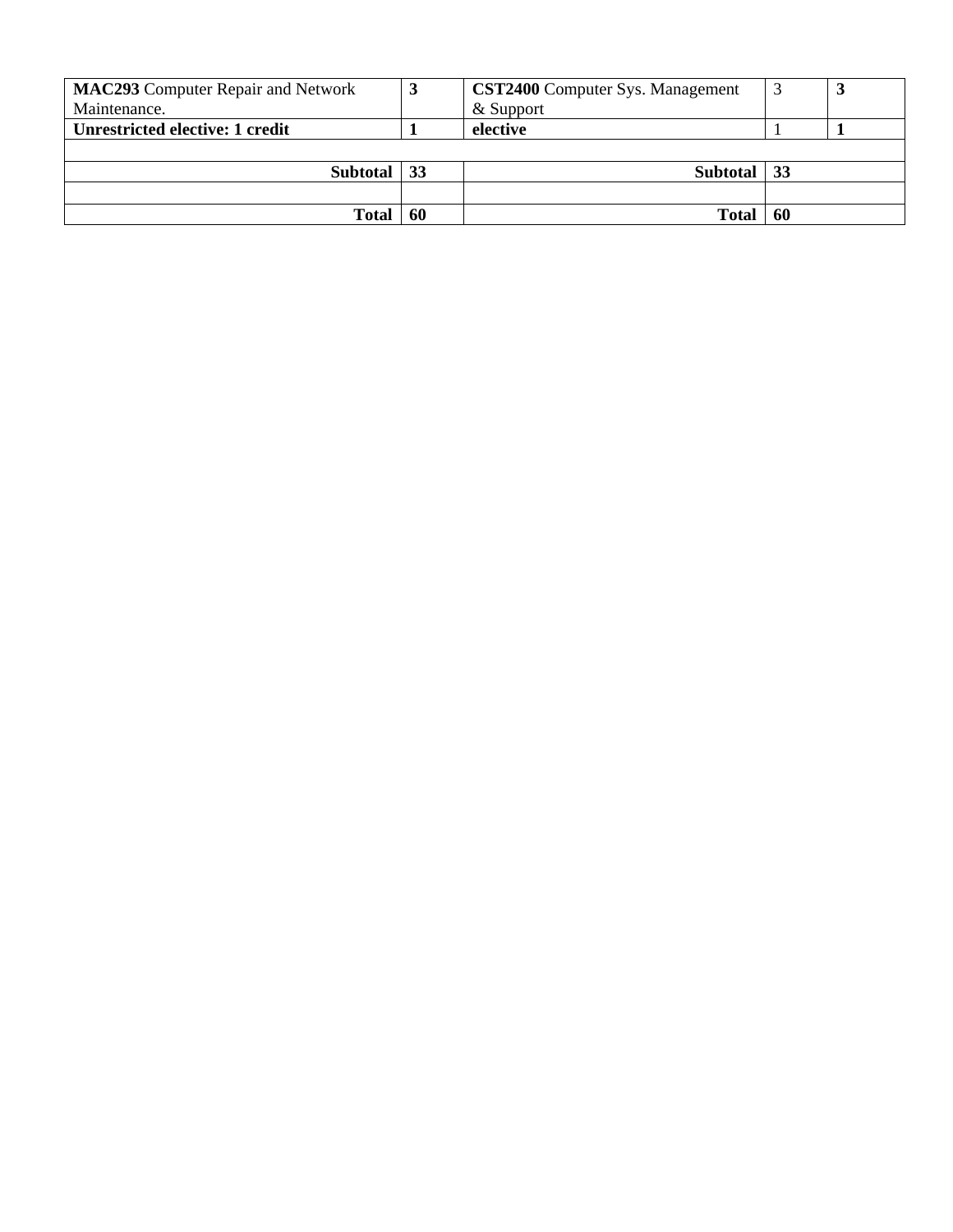| | | | | |
|---|---|---|---|---|
| **MAC293** Computer Repair and Network Maintenance. | **3** | **CST2400** Computer Sys. Management & Support | 3 | **3** |
| **Unrestricted elective: 1 credit** | **1** | **elective** | 1 | **1** |
| | | | | |
| **Subtotal** | **33** | **Subtotal** | **33** | |
| | | | | |
| **Total** | **60** | **Total** | **60** | |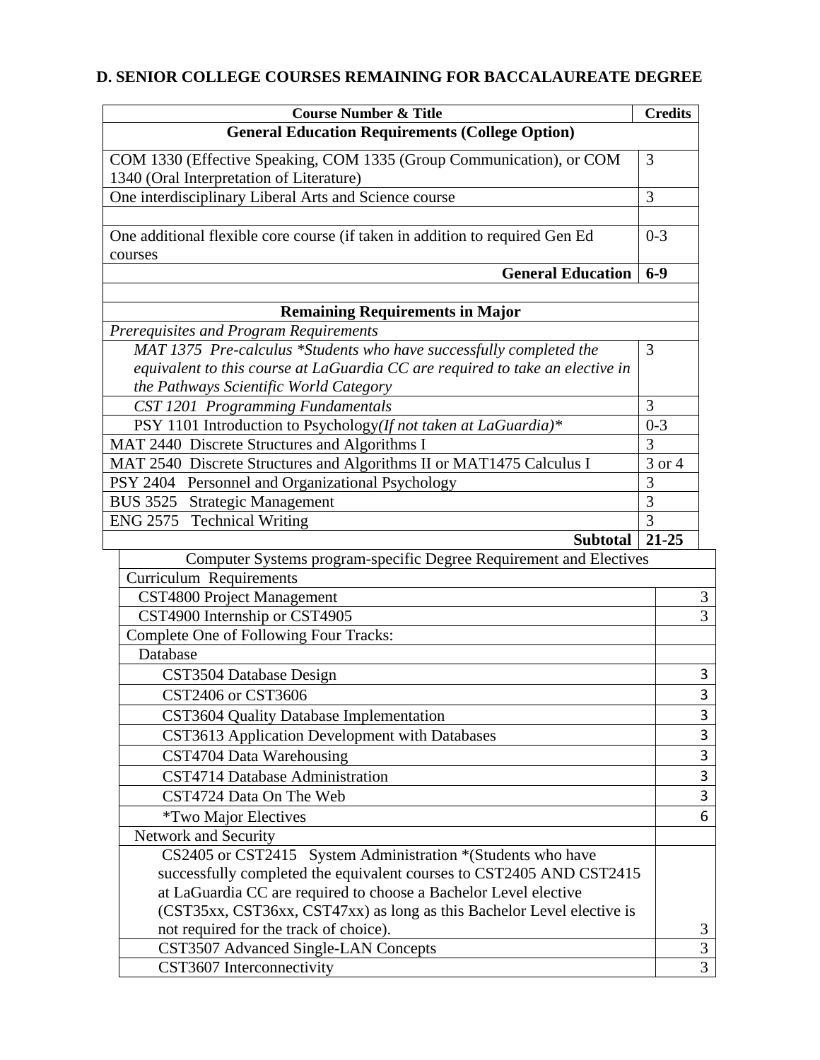## D. SENIOR COLLEGE COURSES REMAINING FOR BACCALAUREATE DEGREE

| Course Number & Title | Credits |
|---|---|
| **General Education Requirements (College Option)** | |
| COM 1330 (Effective Speaking, COM 1335 (Group Communication), or COM 1340 (Oral Interpretation of Literature) | 3 |
| One interdisciplinary Liberal Arts and Science course | 3 |
| | |
| One additional flexible core course (if taken in addition to required Gen Ed courses | 0-3 |
| **General Education** | **6-9** |
| | |
| **Remaining Requirements in Major** | |
| *Prerequisites and Program Requirements* | |
| *MAT 1375 Pre-calculus *Students who have successfully completed the equivalent to this course at LaGuardia CC are required to take an elective in the Pathways Scientific World Category* | 3 |
| *CST 1201 Programming Fundamentals* | 3 |
| PSY 1101 Introduction to Psychology*(If not taken at LaGuardia)** | 0-3 |
| MAT 2440 Discrete Structures and Algorithms I | 3 |
| MAT 2540 Discrete Structures and Algorithms II or MAT1475 Calculus I | 3 or 4 |
| PSY 2404 Personnel and Organizational Psychology | 3 |
| BUS 3525 Strategic Management | 3 |
| ENG 2575 Technical Writing | 3 |
| **Subtotal** | **21-25** |

| Computer Systems program-specific Degree Requirement and Electives | |
|---|---|
| Curriculum Requirements | |
| CST4800 Project Management | 3 |
| CST4900 Internship or CST4905 | 3 |
| Complete One of Following Four Tracks: | |
| Database | |
| CST3504 Database Design | 3 |
| CST2406 or CST3606 | 3 |
| CST3604 Quality Database Implementation | 3 |
| CST3613 Application Development with Databases | 3 |
| CST4704 Data Warehousing | 3 |
| CST4714 Database Administration | 3 |
| CST4724 Data On The Web | 3 |
| *Two Major Electives | 6 |
| Network and Security | |
| CS2405 or CST2415 System Administration *(Students who have successfully completed the equivalent courses to CST2405 AND CST2415 at LaGuardia CC are required to choose a Bachelor Level elective (CST35xx, CST36xx, CST47xx) as long as this Bachelor Level elective is not required for the track of choice). | 3 |
| CST3507 Advanced Single-LAN Concepts | 3 |
| CST3607 Interconnectivity | 3 |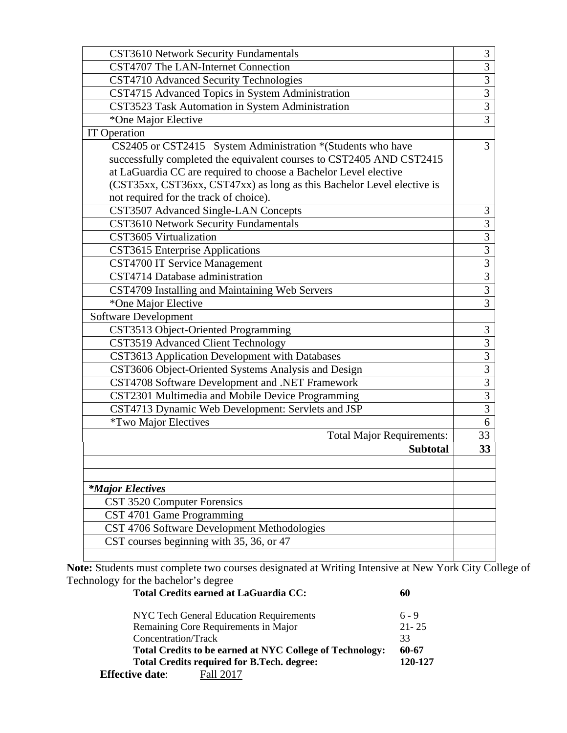| | |
|---|---|
| CST3610 Network Security Fundamentals | 3 |
| CST4707 The LAN-Internet Connection | 3 |
| CST4710 Advanced Security Technologies | 3 |
| CST4715 Advanced Topics in System Administration | 3 |
| CST3523 Task Automation in System Administration | 3 |
| *One Major Elective | 3 |
| IT Operation | |
| CS2405 or CST2415 System Administration *(Students who have successfully completed the equivalent courses to CST2405 AND CST2415 at LaGuardia CC are required to choose a Bachelor Level elective (CST35xx, CST36xx, CST47xx) as long as this Bachelor Level elective is not required for the track of choice). | 3 |
| CST3507 Advanced Single-LAN Concepts | 3 |
| CST3610 Network Security Fundamentals | 3 |
| CST3605 Virtualization | 3 |
| CST3615 Enterprise Applications | 3 |
| CST4700 IT Service Management | 3 |
| CST4714 Database administration | 3 |
| CST4709 Installing and Maintaining Web Servers | 3 |
| *One Major Elective | 3 |
| Software Development | |
| CST3513 Object-Oriented Programming | 3 |
| CST3519 Advanced Client Technology | 3 |
| CST3613 Application Development with Databases | 3 |
| CST3606 Object-Oriented Systems Analysis and Design | 3 |
| CST4708 Software Development and .NET Framework | 3 |
| CST2301 Multimedia and Mobile Device Programming | 3 |
| CST4713 Dynamic Web Development: Servlets and JSP | 3 |
| *Two Major Electives | 6 |
| Total Major Requirements: | 33 |
| **Subtotal** | **33** |
| | |
| | |
| ***Major Electives*** | |
| CST 3520 Computer Forensics | |
| CST 4701 Game Programming | |
| CST 4706 Software Development Methodologies | |
| CST courses beginning with 35, 36, or 47 | |
| | |

**Note:** Students must complete two courses designated at Writing Intensive at New York City College of Technology for the bachelor's degree

| | |
|---|---|
| **Total Credits earned at LaGuardia CC:** | **60** |
| NYC Tech General Education Requirements | 6 - 9 |
| Remaining Core Requirements in Major | 21- 25 |
| Concentration/Track | 33 |
| **Total Credits to be earned at NYC College of Technology:** | **60-67** |
| **Total Credits required for B.Tech. degree:** | **120-127** |

**Effective date**: Fall 2017